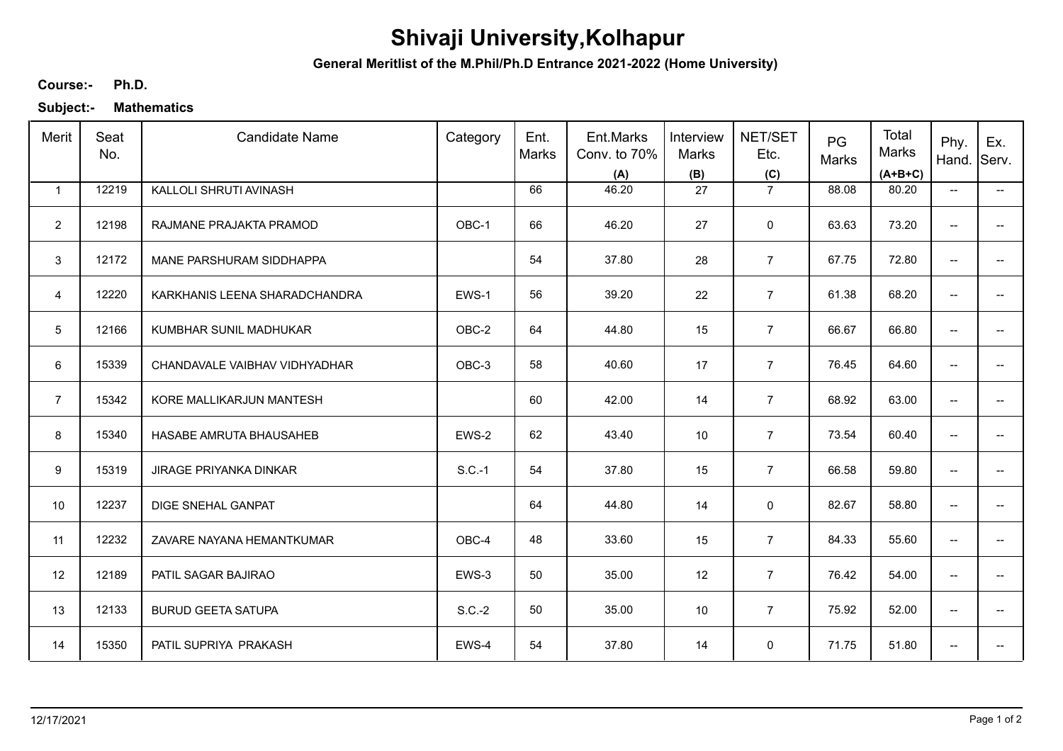# Shivaji University,Kolhapur

**General Meritlist of the M.Phil/Ph.D Entrance 2021-2022 (Home University)**

**Course:-** **Ph.D.**

**Subject:-** **Mathematics**

| Merit | Seat No. | Candidate Name | Category | Ent. Marks | Ent.Marks Conv. to 70% (A) | Interview Marks (B) | NET/SET Etc. (C) | PG Marks | Total Marks (A+B+C) | Phy. Hand. | Ex. Serv. |
|---|---|---|---|---|---|---|---|---|---|---|---|
| 1 | 12219 | KALLOLI SHRUTI AVINASH | | 66 | 46.20 | 27 | 7 | 88.08 | 80.20 | -- | -- |
| 2 | 12198 | RAJMANE PRAJAKTA PRAMOD | OBC-1 | 66 | 46.20 | 27 | 0 | 63.63 | 73.20 | -- | -- |
| 3 | 12172 | MANE PARSHURAM SIDDHAPPA | | 54 | 37.80 | 28 | 7 | 67.75 | 72.80 | -- | -- |
| 4 | 12220 | KARKHANIS LEENA SHARADCHANDRA | EWS-1 | 56 | 39.20 | 22 | 7 | 61.38 | 68.20 | -- | -- |
| 5 | 12166 | KUMBHAR SUNIL MADHUKAR | OBC-2 | 64 | 44.80 | 15 | 7 | 66.67 | 66.80 | -- | -- |
| 6 | 15339 | CHANDAVALE VAIBHAV VIDHYADHAR | OBC-3 | 58 | 40.60 | 17 | 7 | 76.45 | 64.60 | -- | -- |
| 7 | 15342 | KORE MALLIKARJUN MANTESH | | 60 | 42.00 | 14 | 7 | 68.92 | 63.00 | -- | -- |
| 8 | 15340 | HASABE AMRUTA BHAUSAHEB | EWS-2 | 62 | 43.40 | 10 | 7 | 73.54 | 60.40 | -- | -- |
| 9 | 15319 | JIRAGE PRIYANKA DINKAR | S.C.-1 | 54 | 37.80 | 15 | 7 | 66.58 | 59.80 | -- | -- |
| 10 | 12237 | DIGE SNEHAL GANPAT | | 64 | 44.80 | 14 | 0 | 82.67 | 58.80 | -- | -- |
| 11 | 12232 | ZAVARE NAYANA HEMANTKUMAR | OBC-4 | 48 | 33.60 | 15 | 7 | 84.33 | 55.60 | -- | -- |
| 12 | 12189 | PATIL SAGAR BAJIRAO | EWS-3 | 50 | 35.00 | 12 | 7 | 76.42 | 54.00 | -- | -- |
| 13 | 12133 | BURUD GEETA SATUPA | S.C.-2 | 50 | 35.00 | 10 | 7 | 75.92 | 52.00 | -- | -- |
| 14 | 15350 | PATIL SUPRIYA PRAKASH | EWS-4 | 54 | 37.80 | 14 | 0 | 71.75 | 51.80 | -- | -- |

12/17/2021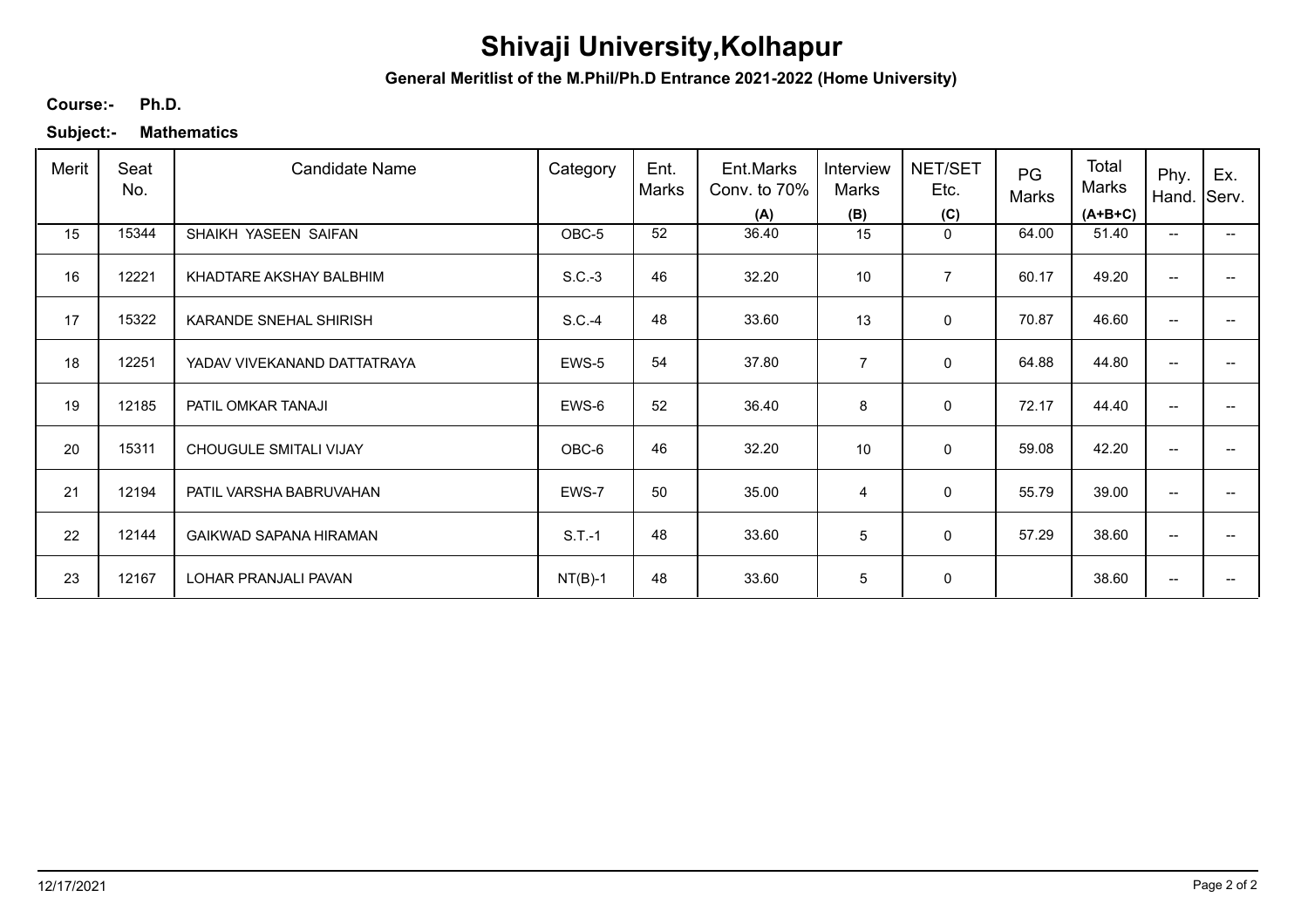# Shivaji University,Kolhapur

**General Meritlist of the M.Phil/Ph.D Entrance 2021-2022 (Home University)**

**Course:-** **Ph.D.**

**Subject:-** **Mathematics**

| Merit | Seat No. | Candidate Name | Category | Ent. Marks | Ent.Marks Conv. to 70% (A) | Interview Marks (B) | NET/SET Etc. (C) | PG Marks | Total Marks (A+B+C) | Phy. Hand. | Ex. Serv. |
|---|---|---|---|---|---|---|---|---|---|---|---|
| 15 | 15344 | SHAIKH YASEEN SAIFAN | OBC-5 | 52 | 36.40 | 15 | 0 | 64.00 | 51.40 | -- | -- |
| 16 | 12221 | KHADTARE AKSHAY BALBHIM | S.C.-3 | 46 | 32.20 | 10 | 7 | 60.17 | 49.20 | -- | -- |
| 17 | 15322 | KARANDE SNEHAL SHIRISH | S.C.-4 | 48 | 33.60 | 13 | 0 | 70.87 | 46.60 | -- | -- |
| 18 | 12251 | YADAV VIVEKANAND DATTATRAYA | EWS-5 | 54 | 37.80 | 7 | 0 | 64.88 | 44.80 | -- | -- |
| 19 | 12185 | PATIL OMKAR TANAJI | EWS-6 | 52 | 36.40 | 8 | 0 | 72.17 | 44.40 | -- | -- |
| 20 | 15311 | CHOUGULE SMITALI VIJAY | OBC-6 | 46 | 32.20 | 10 | 0 | 59.08 | 42.20 | -- | -- |
| 21 | 12194 | PATIL VARSHA BABRUVAHAN | EWS-7 | 50 | 35.00 | 4 | 0 | 55.79 | 39.00 | -- | -- |
| 22 | 12144 | GAIKWAD SAPANA HIRAMAN | S.T.-1 | 48 | 33.60 | 5 | 0 | 57.29 | 38.60 | -- | -- |
| 23 | 12167 | LOHAR PRANJALI PAVAN | NT(B)-1 | 48 | 33.60 | 5 | 0 | | 38.60 | -- | -- |

12/17/2021